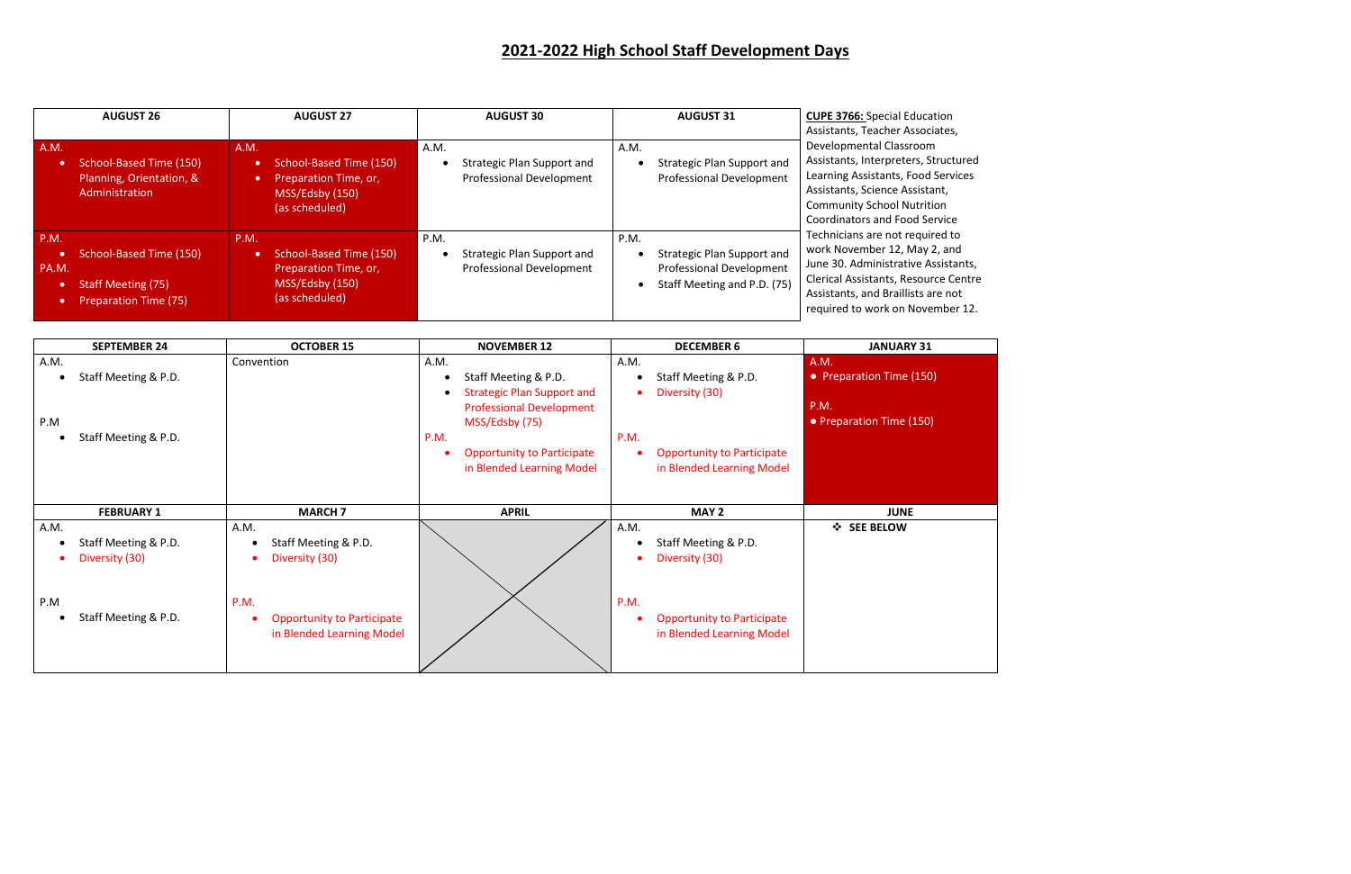# 2021-2022 High School Staff Development Days

| AUGUST 26 | AUGUST 27 | AUGUST 30 | AUGUST 31 |
|---|---|---|---|
| A.M.<br>• School-Based Time (150) Planning, Orientation, & Administration | A.M.<br>• School-Based Time (150)<br>• Preparation Time, or, MSS/Edsby (150) (as scheduled) | A.M.<br>• Strategic Plan Support and Professional Development | A.M.<br>• Strategic Plan Support and Professional Development |
| P.M.<br>• School-Based Time (150)<br>PA.M.<br>• Staff Meeting (75)<br>• Preparation Time (75) | P.M.<br>• School-Based Time (150) Preparation Time, or, MSS/Edsby (150) (as scheduled) | P.M.<br>• Strategic Plan Support and Professional Development | P.M.<br>• Strategic Plan Support and Professional Development<br>• Staff Meeting and P.D. (75) |

**CUPE 3766:** Special Education Assistants, Teacher Associates, Developmental Classroom Assistants, Interpreters, Structured Learning Assistants, Food Services Assistants, Science Assistant, Community School Nutrition Coordinators and Food Service Technicians are not required to work November 12, May 2, and June 30. Administrative Assistants, Clerical Assistants, Resource Centre Assistants, and Braillists are not required to work on November 12.

| SEPTEMBER 24 | OCTOBER 15 | NOVEMBER 12 | DECEMBER 6 | JANUARY 31 |
|---|---|---|---|---|
| A.M.<br>• Staff Meeting & P.D.<br><br>P.M<br>• Staff Meeting & P.D. | Convention | A.M.<br>• Staff Meeting & P.D.<br>• Strategic Plan Support and Professional Development MSS/Edsby (75)<br><br>P.M.<br>• Opportunity to Participate in Blended Learning Model | A.M.<br>• Staff Meeting & P.D.<br>• Diversity (30)<br><br>P.M.<br>• Opportunity to Participate in Blended Learning Model | A.M.<br>• Preparation Time (150)<br><br>P.M.<br>• Preparation Time (150) |
| **FEBRUARY 1** | **MARCH 7** | **APRIL** | **MAY 2** | **JUNE** |
| A.M.<br>• Staff Meeting & P.D.<br>• Diversity (30)<br><br>P.M<br>• Staff Meeting & P.D. | A.M.<br>• Staff Meeting & P.D.<br>• Diversity (30)<br><br>P.M.<br>• Opportunity to Participate in Blended Learning Model | | A.M.<br>• Staff Meeting & P.D.<br>• Diversity (30)<br><br>P.M.<br>• Opportunity to Participate in Blended Learning Model | ❖ **SEE BELOW** |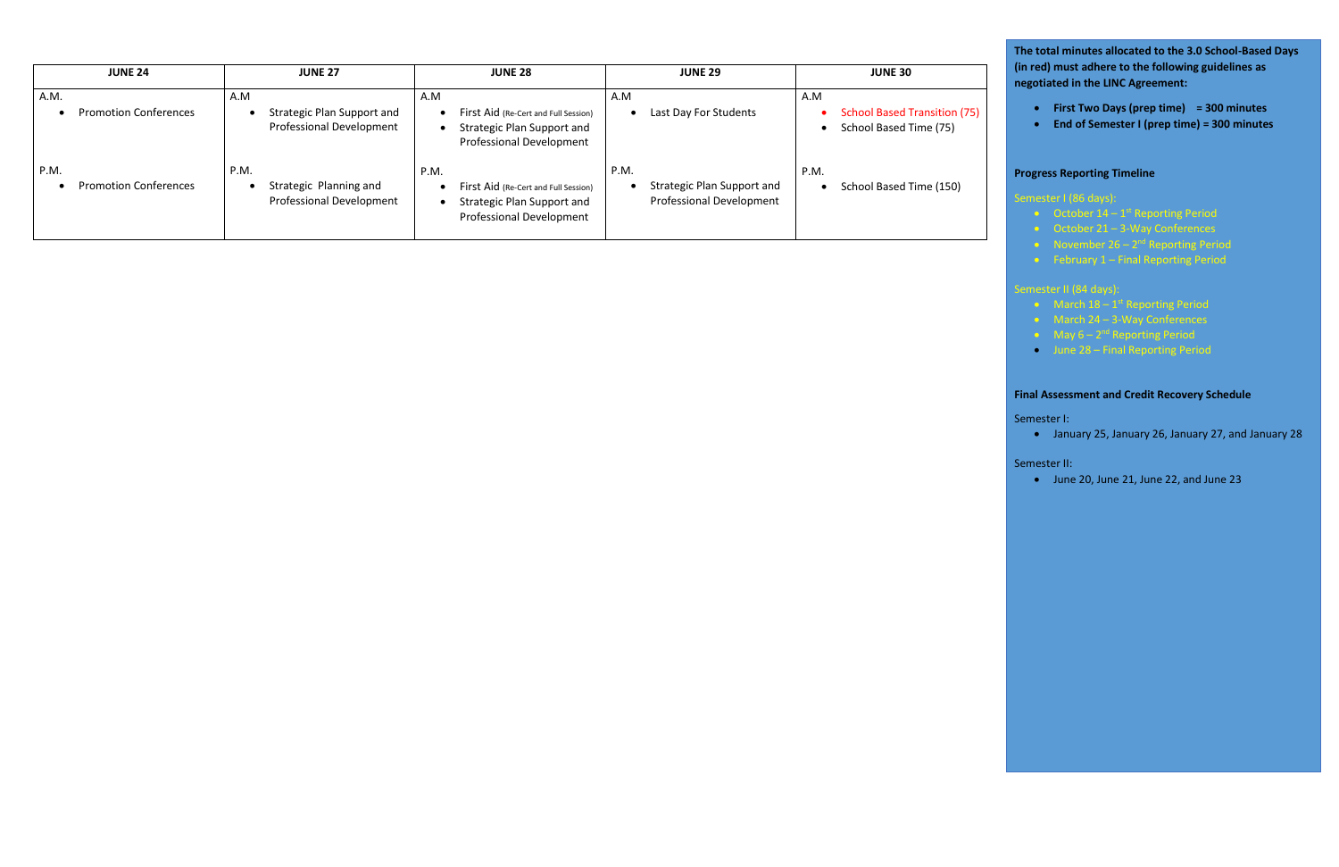| JUNE 24 | JUNE 27 | JUNE 28 | JUNE 29 | JUNE 30 |
|---|---|---|---|---|
| A.M.<br>• Promotion Conferences | A.M<br>• Strategic Plan Support and Professional Development | A.M<br>• First Aid (Re-Cert and Full Session)<br>• Strategic Plan Support and Professional Development | A.M<br>• Last Day For Students | A.M<br>• School Based Transition (75)<br>• School Based Time (75) |
| P.M.<br>• Promotion Conferences | P.M.<br>• Strategic Planning and Professional Development | P.M.<br>• First Aid (Re-Cert and Full Session)<br>• Strategic Plan Support and Professional Development | P.M.<br>• Strategic Plan Support and Professional Development | P.M.<br>• School Based Time (150) |

**The total minutes allocated to the 3.0 School-Based Days (in red) must adhere to the following guidelines as negotiated in the LINC Agreement:**

- **First Two Days (prep time) = 300 minutes**
- **End of Semester I (prep time) = 300 minutes**

**Progress Reporting Timeline**

Semester I (86 days):

- October 14 – 1st Reporting Period
- October 21 – 3-Way Conferences
- November 26 – 2nd Reporting Period
- February 1 – Final Reporting Period

Semester II (84 days):

- March 18 – 1st Reporting Period
- March 24 – 3-Way Conferences
- May 6 – 2nd Reporting Period
- June 28 – Final Reporting Period

**Final Assessment and Credit Recovery Schedule**

Semester I:

- January 25, January 26, January 27, and January 28

Semester II:

- June 20, June 21, June 22, and June 23